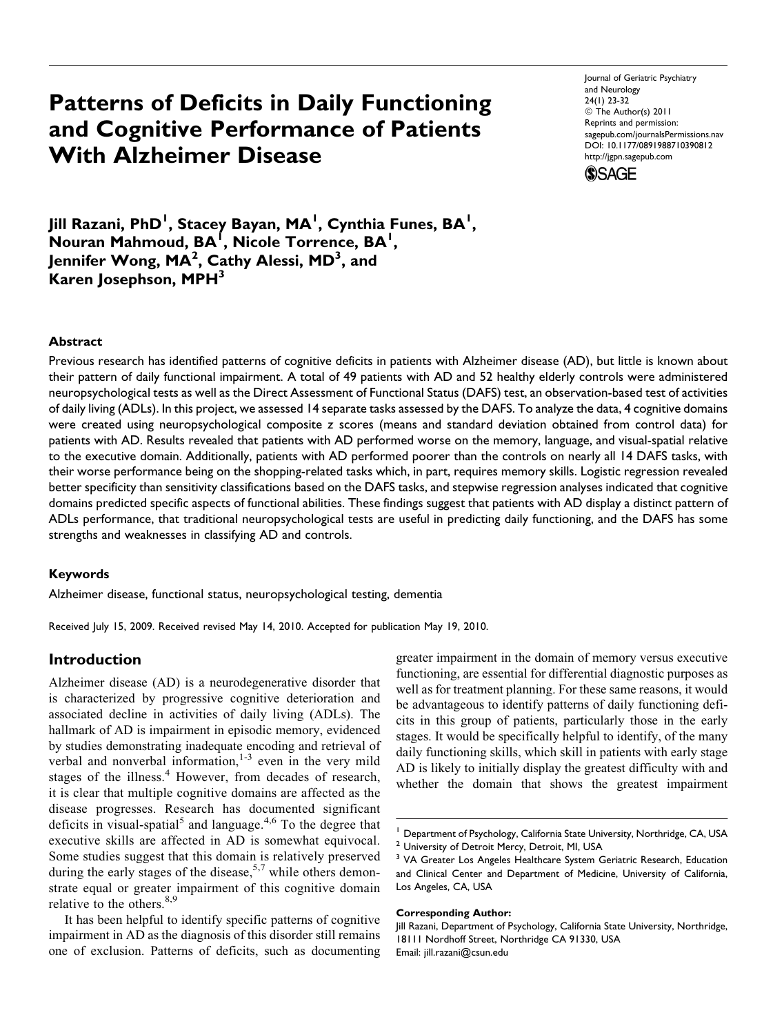# Patterns of Deficits in Daily Functioning and Cognitive Performance of Patients With Alzheimer Disease

Journal of Geriatric Psychiatry and Neurology
24(1) 23-32
© The Author(s) 2011
Reprints and permission: sagepub.com/journalsPermissions.nav
DOI: 10.1177/0891988710390812
http://jgpn.sagepub.com

**Jill Razani, PhD[1], Stacey Bayan, MA[1], Cynthia Funes, BA[1], Nouran Mahmoud, BA[1], Nicole Torrence, BA[1], Jennifer Wong, MA[2], Cathy Alessi, MD[3], and Karen Josephson, MPH[3]**

### Abstract

Previous research has identified patterns of cognitive deficits in patients with Alzheimer disease (AD), but little is known about their pattern of daily functional impairment. A total of 49 patients with AD and 52 healthy elderly controls were administered neuropsychological tests as well as the Direct Assessment of Functional Status (DAFS) test, an observation-based test of activities of daily living (ADLs). In this project, we assessed 14 separate tasks assessed by the DAFS. To analyze the data, 4 cognitive domains were created using neuropsychological composite z scores (means and standard deviation obtained from control data) for patients with AD. Results revealed that patients with AD performed worse on the memory, language, and visual-spatial relative to the executive domain. Additionally, patients with AD performed poorer than the controls on nearly all 14 DAFS tasks, with their worse performance being on the shopping-related tasks which, in part, requires memory skills. Logistic regression revealed better specificity than sensitivity classifications based on the DAFS tasks, and stepwise regression analyses indicated that cognitive domains predicted specific aspects of functional abilities. These findings suggest that patients with AD display a distinct pattern of ADLs performance, that traditional neuropsychological tests are useful in predicting daily functioning, and the DAFS has some strengths and weaknesses in classifying AD and controls.

### Keywords

Alzheimer disease, functional status, neuropsychological testing, dementia

Received July 15, 2009. Received revised May 14, 2010. Accepted for publication May 19, 2010.

## Introduction

Alzheimer disease (AD) is a neurodegenerative disorder that is characterized by progressive cognitive deterioration and associated decline in activities of daily living (ADLs). The hallmark of AD is impairment in episodic memory, evidenced by studies demonstrating inadequate encoding and retrieval of verbal and nonverbal information,[1-3] even in the very mild stages of the illness.[4] However, from decades of research, it is clear that multiple cognitive domains are affected as the disease progresses. Research has documented significant deficits in visual-spatial[5] and language.[4,6] To the degree that executive skills are affected in AD is somewhat equivocal. Some studies suggest that this domain is relatively preserved during the early stages of the disease,[5,7] while others demonstrate equal or greater impairment of this cognitive domain relative to the others.[8,9]

It has been helpful to identify specific patterns of cognitive impairment in AD as the diagnosis of this disorder still remains one of exclusion. Patterns of deficits, such as documenting greater impairment in the domain of memory versus executive functioning, are essential for differential diagnostic purposes as well as for treatment planning. For these same reasons, it would be advantageous to identify patterns of daily functioning deficits in this group of patients, particularly those in the early stages. It would be specifically helpful to identify, of the many daily functioning skills, which skill in patients with early stage AD is likely to initially display the greatest difficulty with and whether the domain that shows the greatest impairment

---

[1] Department of Psychology, California State University, Northridge, CA, USA
[2] University of Detroit Mercy, Detroit, MI, USA
[3] VA Greater Los Angeles Healthcare System Geriatric Research, Education and Clinical Center and Department of Medicine, University of California, Los Angeles, CA, USA

**Corresponding Author:**
Jill Razani, Department of Psychology, California State University, Northridge, 18111 Nordhoff Street, Northridge CA 91330, USA
Email: jill.razani@csun.edu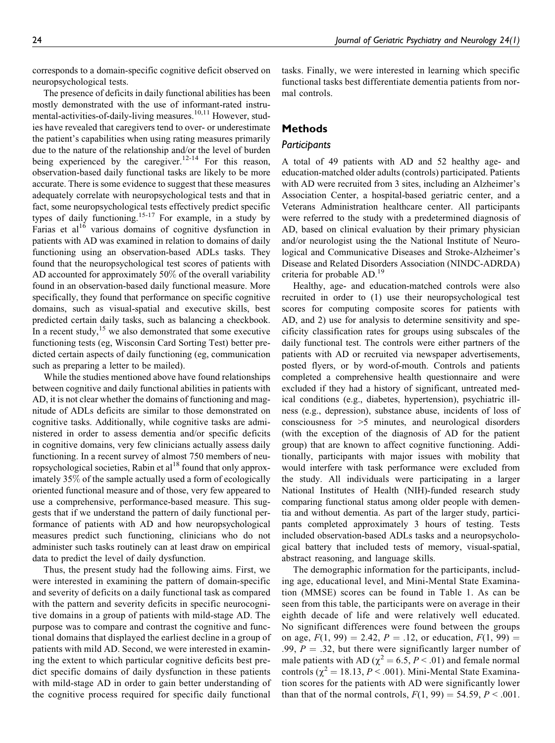corresponds to a domain-specific cognitive deficit observed on neuropsychological tests.

The presence of deficits in daily functional abilities has been mostly demonstrated with the use of informant-rated instrumental-activities-of-daily-living measures.[10,11] However, studies have revealed that caregivers tend to over- or underestimate the patient's capabilities when using rating measures primarily due to the nature of the relationship and/or the level of burden being experienced by the caregiver.[12-14] For this reason, observation-based daily functional tasks are likely to be more accurate. There is some evidence to suggest that these measures adequately correlate with neuropsychological tests and that in fact, some neuropsychological tests effectively predict specific types of daily functioning.[15-17] For example, in a study by Farias et al[16] various domains of cognitive dysfunction in patients with AD was examined in relation to domains of daily functioning using an observation-based ADLs tasks. They found that the neuropsychological test scores of patients with AD accounted for approximately 50% of the overall variability found in an observation-based daily functional measure. More specifically, they found that performance on specific cognitive domains, such as visual-spatial and executive skills, best predicted certain daily tasks, such as balancing a checkbook. In a recent study,[15] we also demonstrated that some executive functioning tests (eg, Wisconsin Card Sorting Test) better predicted certain aspects of daily functioning (eg, communication such as preparing a letter to be mailed).

While the studies mentioned above have found relationships between cognitive and daily functional abilities in patients with AD, it is not clear whether the domains of functioning and magnitude of ADLs deficits are similar to those demonstrated on cognitive tasks. Additionally, while cognitive tasks are administered in order to assess dementia and/or specific deficits in cognitive domains, very few clinicians actually assess daily functioning. In a recent survey of almost 750 members of neuropsychological societies, Rabin et al[18] found that only approximately 35% of the sample actually used a form of ecologically oriented functional measure and of those, very few appeared to use a comprehensive, performance-based measure. This suggests that if we understand the pattern of daily functional performance of patients with AD and how neuropsychological measures predict such functioning, clinicians who do not administer such tasks routinely can at least draw on empirical data to predict the level of daily dysfunction.

Thus, the present study had the following aims. First, we were interested in examining the pattern of domain-specific and severity of deficits on a daily functional task as compared with the pattern and severity deficits in specific neurocognitive domains in a group of patients with mild-stage AD. The purpose was to compare and contrast the cognitive and functional domains that displayed the earliest decline in a group of patients with mild AD. Second, we were interested in examining the extent to which particular cognitive deficits best predict specific domains of daily dysfunction in these patients with mild-stage AD in order to gain better understanding of the cognitive process required for specific daily functional tasks. Finally, we were interested in learning which specific functional tasks best differentiate dementia patients from normal controls.

## Methods

### Participants

A total of 49 patients with AD and 52 healthy age- and education-matched older adults (controls) participated. Patients with AD were recruited from 3 sites, including an Alzheimer's Association Center, a hospital-based geriatric center, and a Veterans Administration healthcare center. All participants were referred to the study with a predetermined diagnosis of AD, based on clinical evaluation by their primary physician and/or neurologist using the the National Institute of Neurological and Communicative Diseases and Stroke-Alzheimer's Disease and Related Disorders Association (NINDC-ADRDA) criteria for probable AD.[19]

Healthy, age- and education-matched controls were also recruited in order to (1) use their neuropsychological test scores for computing composite scores for patients with AD, and 2) use for analysis to determine sensitivity and specificity classification rates for groups using subscales of the daily functional test. The controls were either partners of the patients with AD or recruited via newspaper advertisements, posted flyers, or by word-of-mouth. Controls and patients completed a comprehensive health questionnaire and were excluded if they had a history of significant, untreated medical conditions (e.g., diabetes, hypertension), psychiatric illness (e.g., depression), substance abuse, incidents of loss of consciousness for >5 minutes, and neurological disorders (with the exception of the diagnosis of AD for the patient group) that are known to affect cognitive functioning. Additionally, participants with major issues with mobility that would interfere with task performance were excluded from the study. All individuals were participating in a larger National Institutes of Health (NIH)-funded research study comparing functional status among older people with dementia and without dementia. As part of the larger study, participants completed approximately 3 hours of testing. Tests included observation-based ADLs tasks and a neuropsychological battery that included tests of memory, visual-spatial, abstract reasoning, and language skills.

The demographic information for the participants, including age, educational level, and Mini-Mental State Examination (MMSE) scores can be found in Table 1. As can be seen from this table, the participants were on average in their eighth decade of life and were relatively well educated. No significant differences were found between the groups on age, $F(1, 99) = 2.42$, $P = .12$, or education, $F(1, 99) = .99$, $P = .32$, but there were significantly larger number of male patients with AD ($\chi^2 = 6.5$, $P < .01$) and female normal controls ($\chi^2 = 18.13$, $P < .001$). Mini-Mental State Examination scores for the patients with AD were significantly lower than that of the normal controls, $F(1, 99) = 54.59$, $P < .001$.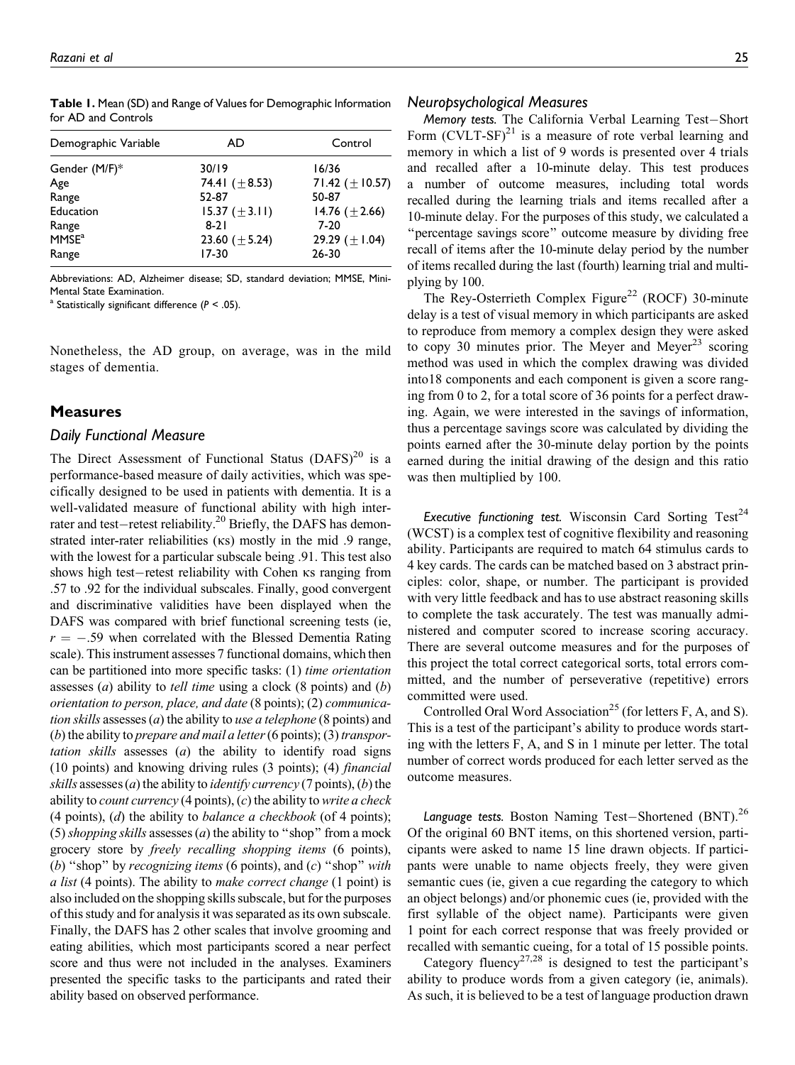**Table 1.** Mean (SD) and Range of Values for Demographic Information for AD and Controls

| Demographic Variable | AD | Control |
|---|---|---|
| Gender (M/F)* | 30/19 | 16/36 |
| Age | 74.41 (±8.53) | 71.42 (±10.57) |
| Range | 52-87 | 50-87 |
| Education | 15.37 (±3.11) | 14.76 (±2.66) |
| Range | 8-21 | 7-20 |
| MMSE[a] | 23.60 (±5.24) | 29.29 (±1.04) |
| Range | 17-30 | 26-30 |

Abbreviations: AD, Alzheimer disease; SD, standard deviation; MMSE, Mini-Mental State Examination.
[a] Statistically significant difference ($P < .05$).

Nonetheless, the AD group, on average, was in the mild stages of dementia.

## Measures

### Daily Functional Measure

The Direct Assessment of Functional Status (DAFS)[20] is a performance-based measure of daily activities, which was specifically designed to be used in patients with dementia. It is a well-validated measure of functional ability with high inter-rater and test–retest reliability.[20] Briefly, the DAFS has demonstrated inter-rater reliabilities (κs) mostly in the mid .9 range, with the lowest for a particular subscale being .91. This test also shows high test–retest reliability with Cohen κs ranging from .57 to .92 for the individual subscales. Finally, good convergent and discriminative validities have been displayed when the DAFS was compared with brief functional screening tests (ie, $r = -.59$ when correlated with the Blessed Dementia Rating scale). This instrument assesses 7 functional domains, which then can be partitioned into more specific tasks: (1) *time orientation* assesses (*a*) ability to *tell time* using a clock (8 points) and (*b*) *orientation to person, place, and date* (8 points); (2) *communication skills* assesses (*a*) the ability to *use a telephone* (8 points) and (*b*) the ability to *prepare and mail a letter* (6 points); (3) *transportation skills* assesses (*a*) the ability to identify road signs (10 points) and knowing driving rules (3 points); (4) *financial skills* assesses (*a*) the ability to *identify currency* (7 points), (*b*) the ability to *count currency* (4 points), (*c*) the ability to *write a check* (4 points), (*d*) the ability to *balance a checkbook* (of 4 points); (5) *shopping skills* assesses (*a*) the ability to "shop" from a mock grocery store by *freely recalling shopping items* (6 points), (*b*) "shop" by *recognizing items* (6 points), and (*c*) "shop" *with a list* (4 points). The ability to *make correct change* (1 point) is also included on the shopping skills subscale, but for the purposes of this study and for analysis it was separated as its own subscale. Finally, the DAFS has 2 other scales that involve grooming and eating abilities, which most participants scored a near perfect score and thus were not included in the analyses. Examiners presented the specific tasks to the participants and rated their ability based on observed performance.

### Neuropsychological Measures

*Memory tests.* The California Verbal Learning Test–Short Form (CVLT-SF)[21] is a measure of rote verbal learning and memory in which a list of 9 words is presented over 4 trials and recalled after a 10-minute delay. This test produces a number of outcome measures, including total words recalled during the learning trials and items recalled after a 10-minute delay. For the purposes of this study, we calculated a "percentage savings score" outcome measure by dividing free recall of items after the 10-minute delay period by the number of items recalled during the last (fourth) learning trial and multiplying by 100.

The Rey-Osterrieth Complex Figure[22] (ROCF) 30-minute delay is a test of visual memory in which participants are asked to reproduce from memory a complex design they were asked to copy 30 minutes prior. The Meyer and Meyer[23] scoring method was used in which the complex drawing was divided into18 components and each component is given a score ranging from 0 to 2, for a total score of 36 points for a perfect drawing. Again, we were interested in the savings of information, thus a percentage savings score was calculated by dividing the points earned after the 30-minute delay portion by the points earned during the initial drawing of the design and this ratio was then multiplied by 100.

*Executive functioning test.* Wisconsin Card Sorting Test[24] (WCST) is a complex test of cognitive flexibility and reasoning ability. Participants are required to match 64 stimulus cards to 4 key cards. The cards can be matched based on 3 abstract principles: color, shape, or number. The participant is provided with very little feedback and has to use abstract reasoning skills to complete the task accurately. The test was manually administered and computer scored to increase scoring accuracy. There are several outcome measures and for the purposes of this project the total correct categorical sorts, total errors committed, and the number of perseverative (repetitive) errors committed were used.

Controlled Oral Word Association[25] (for letters F, A, and S). This is a test of the participant's ability to produce words starting with the letters F, A, and S in 1 minute per letter. The total number of correct words produced for each letter served as the outcome measures.

*Language tests.* Boston Naming Test–Shortened (BNT).[26] Of the original 60 BNT items, on this shortened version, participants were asked to name 15 line drawn objects. If participants were unable to name objects freely, they were given semantic cues (ie, given a cue regarding the category to which an object belongs) and/or phonemic cues (ie, provided with the first syllable of the object name). Participants were given 1 point for each correct response that was freely provided or recalled with semantic cueing, for a total of 15 possible points.

Category fluency[27,28] is designed to test the participant's ability to produce words from a given category (ie, animals). As such, it is believed to be a test of language production drawn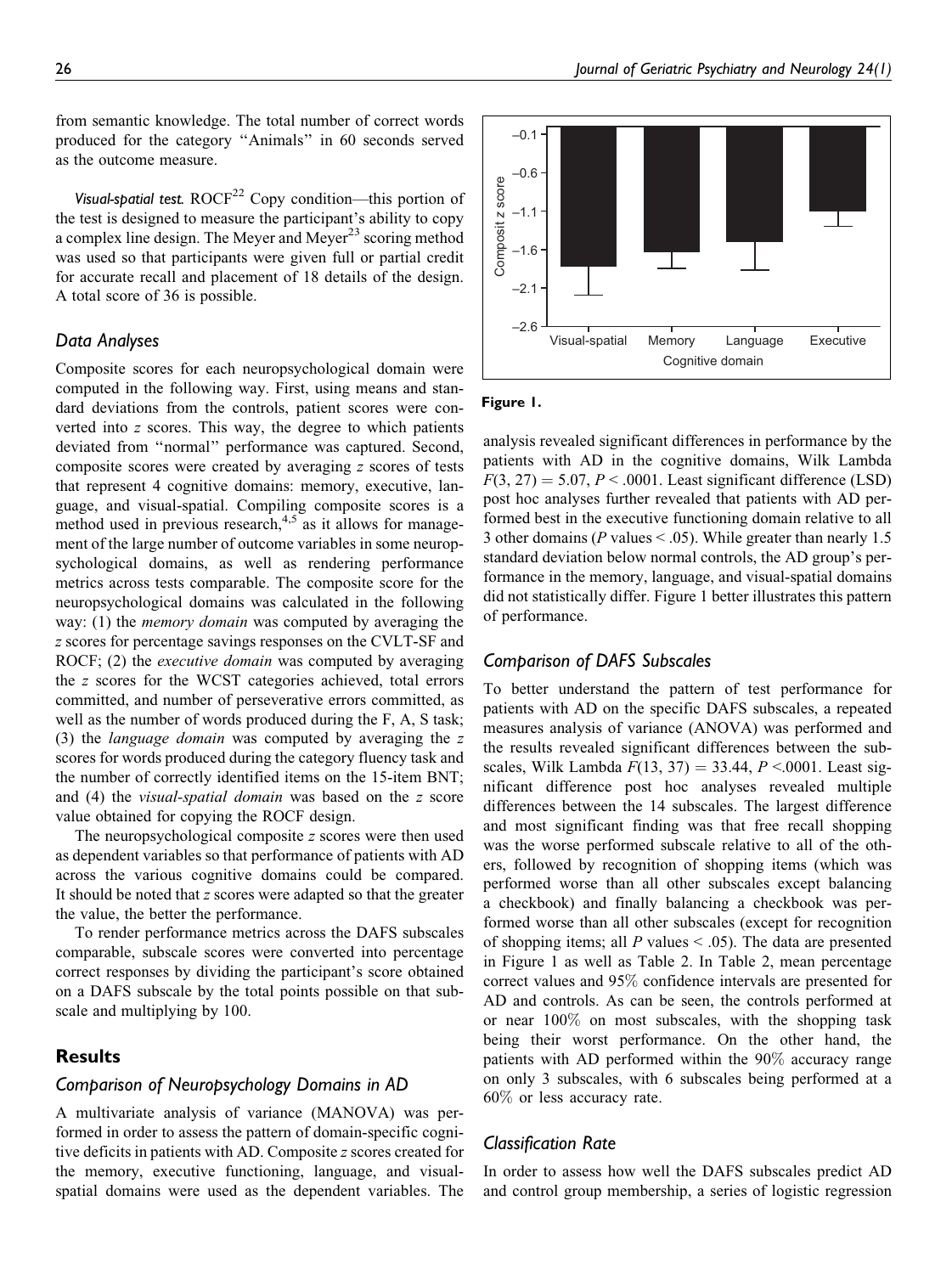from semantic knowledge. The total number of correct words produced for the category "Animals" in 60 seconds served as the outcome measure.

*Visual-spatial test.* ROCF[22] Copy condition—this portion of the test is designed to measure the participant's ability to copy a complex line design. The Meyer and Meyer[23] scoring method was used so that participants were given full or partial credit for accurate recall and placement of 18 details of the design. A total score of 36 is possible.

### Data Analyses

Composite scores for each neuropsychological domain were computed in the following way. First, using means and standard deviations from the controls, patient scores were converted into *z* scores. This way, the degree to which patients deviated from "normal" performance was captured. Second, composite scores were created by averaging *z* scores of tests that represent 4 cognitive domains: memory, executive, language, and visual-spatial. Compiling composite scores is a method used in previous research,[4,5] as it allows for management of the large number of outcome variables in some neuropsychological domains, as well as rendering performance metrics across tests comparable. The composite score for the neuropsychological domains was calculated in the following way: (1) the *memory domain* was computed by averaging the *z* scores for percentage savings responses on the CVLT-SF and ROCF; (2) the *executive domain* was computed by averaging the *z* scores for the WCST categories achieved, total errors committed, and number of perseverative errors committed, as well as the number of words produced during the F, A, S task; (3) the *language domain* was computed by averaging the *z* scores for words produced during the category fluency task and the number of correctly identified items on the 15-item BNT; and (4) the *visual-spatial domain* was based on the *z* score value obtained for copying the ROCF design.

The neuropsychological composite *z* scores were then used as dependent variables so that performance of patients with AD across the various cognitive domains could be compared. It should be noted that *z* scores were adapted so that the greater the value, the better the performance.

To render performance metrics across the DAFS subscales comparable, subscale scores were converted into percentage correct responses by dividing the participant's score obtained on a DAFS subscale by the total points possible on that subscale and multiplying by 100.

## Results

### Comparison of Neuropsychology Domains in AD

A multivariate analysis of variance (MANOVA) was performed in order to assess the pattern of domain-specific cognitive deficits in patients with AD. Composite *z* scores created for the memory, executive functioning, language, and visual-spatial domains were used as the dependent variables. The analysis revealed significant differences in performance by the patients with AD in the cognitive domains, Wilk Lambda $F(3, 27) = 5.07$, $P < .0001$. Least significant difference (LSD) post hoc analyses further revealed that patients with AD performed best in the executive functioning domain relative to all 3 other domains ($P$ values $< .05$). While greater than nearly 1.5 standard deviation below normal controls, the AD group's performance in the memory, language, and visual-spatial domains did not statistically differ. Figure 1 better illustrates this pattern of performance.

**Figure 1.**

### Comparison of DAFS Subscales

To better understand the pattern of test performance for patients with AD on the specific DAFS subscales, a repeated measures analysis of variance (ANOVA) was performed and the results revealed significant differences between the subscales, Wilk Lambda $F(13, 37) = 33.44$, $P < .0001$. Least significant difference post hoc analyses revealed multiple differences between the 14 subscales. The largest difference and most significant finding was that free recall shopping was the worse performed subscale relative to all of the others, followed by recognition of shopping items (which was performed worse than all other subscales except balancing a checkbook) and finally balancing a checkbook was performed worse than all other subscales (except for recognition of shopping items; all $P$ values $< .05$). The data are presented in Figure 1 as well as Table 2. In Table 2, mean percentage correct values and 95% confidence intervals are presented for AD and controls. As can be seen, the controls performed at or near 100% on most subscales, with the shopping task being their worst performance. On the other hand, the patients with AD performed within the 90% accuracy range on only 3 subscales, with 6 subscales being performed at a 60% or less accuracy rate.

### Classification Rate

In order to assess how well the DAFS subscales predict AD and control group membership, a series of logistic regression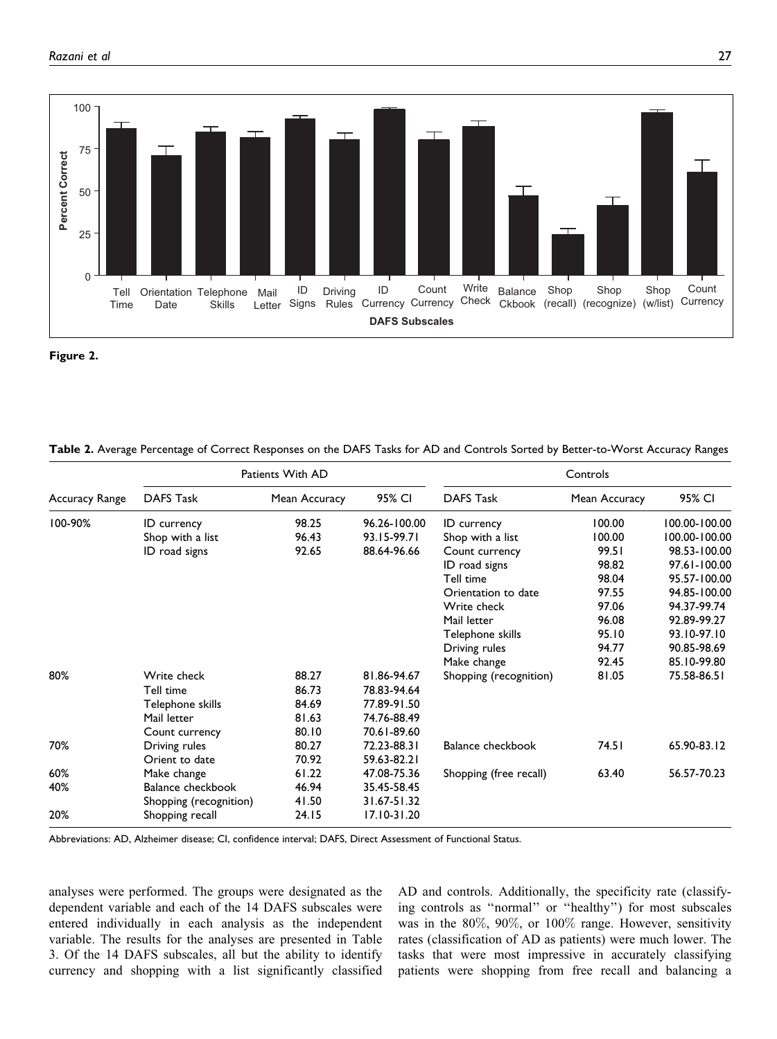**Figure 2.**

**Table 2.** Average Percentage of Correct Responses on the DAFS Tasks for AD and Controls Sorted by Better-to-Worst Accuracy Ranges

| Accuracy Range | Patients With AD | | | Controls | | |
|---|---|---|---|---|---|---|
| | DAFS Task | Mean Accuracy | 95% CI | DAFS Task | Mean Accuracy | 95% CI |
| 100-90% | ID currency | 98.25 | 96.26-100.00 | ID currency | 100.00 | 100.00-100.00 |
| | Shop with a list | 96.43 | 93.15-99.71 | Shop with a list | 100.00 | 100.00-100.00 |
| | ID road signs | 92.65 | 88.64-96.66 | Count currency | 99.51 | 98.53-100.00 |
| | | | | ID road signs | 98.82 | 97.61-100.00 |
| | | | | Tell time | 98.04 | 95.57-100.00 |
| | | | | Orientation to date | 97.55 | 94.85-100.00 |
| | | | | Write check | 97.06 | 94.37-99.74 |
| | | | | Mail letter | 96.08 | 92.89-99.27 |
| | | | | Telephone skills | 95.10 | 93.10-97.10 |
| | | | | Driving rules | 94.77 | 90.85-98.69 |
| | | | | Make change | 92.45 | 85.10-99.80 |
| 80% | Write check | 88.27 | 81.86-94.67 | Shopping (recognition) | 81.05 | 75.58-86.51 |
| | Tell time | 86.73 | 78.83-94.64 | | | |
| | Telephone skills | 84.69 | 77.89-91.50 | | | |
| | Mail letter | 81.63 | 74.76-88.49 | | | |
| | Count currency | 80.10 | 70.61-89.60 | | | |
| 70% | Driving rules | 80.27 | 72.23-88.31 | Balance checkbook | 74.51 | 65.90-83.12 |
| | Orient to date | 70.92 | 59.63-82.21 | | | |
| 60% | Make change | 61.22 | 47.08-75.36 | Shopping (free recall) | 63.40 | 56.57-70.23 |
| 40% | Balance checkbook | 46.94 | 35.45-58.45 | | | |
| | Shopping (recognition) | 41.50 | 31.67-51.32 | | | |
| 20% | Shopping recall | 24.15 | 17.10-31.20 | | | |

Abbreviations: AD, Alzheimer disease; CI, confidence interval; DAFS, Direct Assessment of Functional Status.

analyses were performed. The groups were designated as the dependent variable and each of the 14 DAFS subscales were entered individually in each analysis as the independent variable. The results for the analyses are presented in Table 3. Of the 14 DAFS subscales, all but the ability to identify currency and shopping with a list significantly classified AD and controls. Additionally, the specificity rate (classifying controls as "normal" or "healthy") for most subscales was in the 80%, 90%, or 100% range. However, sensitivity rates (classification of AD as patients) were much lower. The tasks that were most impressive in accurately classifying patients were shopping from free recall and balancing a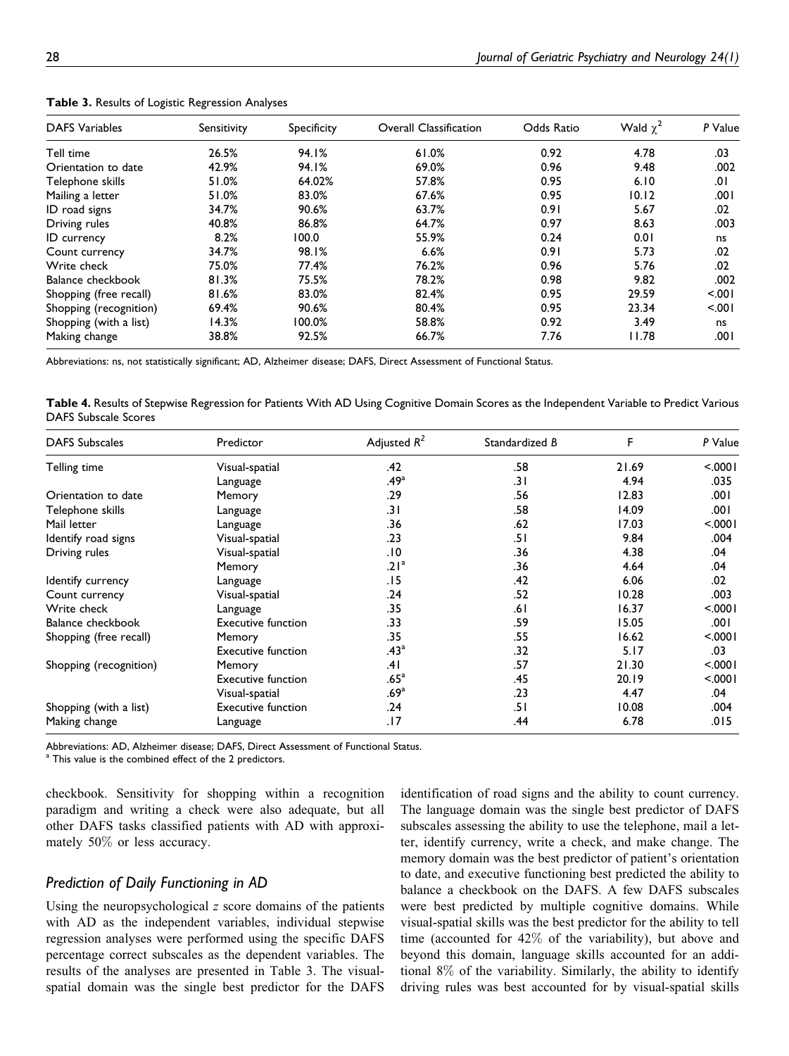**Table 3.** Results of Logistic Regression Analyses

| DAFS Variables | Sensitivity | Specificity | Overall Classification | Odds Ratio | Wald $\chi^2$ | *P* Value |
|---|---|---|---|---|---|---|
| Tell time | 26.5% | 94.1% | 61.0% | 0.92 | 4.78 | .03 |
| Orientation to date | 42.9% | 94.1% | 69.0% | 0.96 | 9.48 | .002 |
| Telephone skills | 51.0% | 64.02% | 57.8% | 0.95 | 6.10 | .01 |
| Mailing a letter | 51.0% | 83.0% | 67.6% | 0.95 | 10.12 | .001 |
| ID road signs | 34.7% | 90.6% | 63.7% | 0.91 | 5.67 | .02 |
| Driving rules | 40.8% | 86.8% | 64.7% | 0.97 | 8.63 | .003 |
| ID currency | 8.2% | 100.0 | 55.9% | 0.24 | 0.01 | ns |
| Count currency | 34.7% | 98.1% | 6.6% | 0.91 | 5.73 | .02 |
| Write check | 75.0% | 77.4% | 76.2% | 0.96 | 5.76 | .02 |
| Balance checkbook | 81.3% | 75.5% | 78.2% | 0.98 | 9.82 | .002 |
| Shopping (free recall) | 81.6% | 83.0% | 82.4% | 0.95 | 29.59 | <.001 |
| Shopping (recognition) | 69.4% | 90.6% | 80.4% | 0.95 | 23.34 | <.001 |
| Shopping (with a list) | 14.3% | 100.0% | 58.8% | 0.92 | 3.49 | ns |
| Making change | 38.8% | 92.5% | 66.7% | 7.76 | 11.78 | .001 |

Abbreviations: ns, not statistically significant; AD, Alzheimer disease; DAFS, Direct Assessment of Functional Status.

**Table 4.** Results of Stepwise Regression for Patients With AD Using Cognitive Domain Scores as the Independent Variable to Predict Various DAFS Subscale Scores

| DAFS Subscales | Predictor | Adjusted $R^2$ | Standardized *B* | F | *P* Value |
|---|---|---|---|---|---|
| Telling time | Visual-spatial | .42 | .58 | 21.69 | <.0001 |
| | Language | .49[a] | .31 | 4.94 | .035 |
| Orientation to date | Memory | .29 | .56 | 12.83 | .001 |
| Telephone skills | Language | .31 | .58 | 14.09 | .001 |
| Mail letter | Language | .36 | .62 | 17.03 | <.0001 |
| Identify road signs | Visual-spatial | .23 | .51 | 9.84 | .004 |
| Driving rules | Visual-spatial | .10 | .36 | 4.38 | .04 |
| | Memory | .21[a] | .36 | 4.64 | .04 |
| Identify currency | Language | .15 | .42 | 6.06 | .02 |
| Count currency | Visual-spatial | .24 | .52 | 10.28 | .003 |
| Write check | Language | .35 | .61 | 16.37 | <.0001 |
| Balance checkbook | Executive function | .33 | .59 | 15.05 | .001 |
| Shopping (free recall) | Memory | .35 | .55 | 16.62 | <.0001 |
| | Executive function | .43[a] | .32 | 5.17 | .03 |
| Shopping (recognition) | Memory | .41 | .57 | 21.30 | <.0001 |
| | Executive function | .65[a] | .45 | 20.19 | <.0001 |
| | Visual-spatial | .69[a] | .23 | 4.47 | .04 |
| Shopping (with a list) | Executive function | .24 | .51 | 10.08 | .004 |
| Making change | Language | .17 | .44 | 6.78 | .015 |

Abbreviations: AD, Alzheimer disease; DAFS, Direct Assessment of Functional Status.
[a] This value is the combined effect of the 2 predictors.

checkbook. Sensitivity for shopping within a recognition paradigm and writing a check were also adequate, but all other DAFS tasks classified patients with AD with approximately 50% or less accuracy.

### Prediction of Daily Functioning in AD

Using the neuropsychological *z* score domains of the patients with AD as the independent variables, individual stepwise regression analyses were performed using the specific DAFS percentage correct subscales as the dependent variables. The results of the analyses are presented in Table 3. The visual-spatial domain was the single best predictor for the DAFS identification of road signs and the ability to count currency. The language domain was the single best predictor of DAFS subscales assessing the ability to use the telephone, mail a letter, identify currency, write a check, and make change. The memory domain was the best predictor of patient's orientation to date, and executive functioning best predicted the ability to balance a checkbook on the DAFS. A few DAFS subscales were best predicted by multiple cognitive domains. While visual-spatial skills was the best predictor for the ability to tell time (accounted for 42% of the variability), but above and beyond this domain, language skills accounted for an additional 8% of the variability. Similarly, the ability to identify driving rules was best accounted for by visual-spatial skills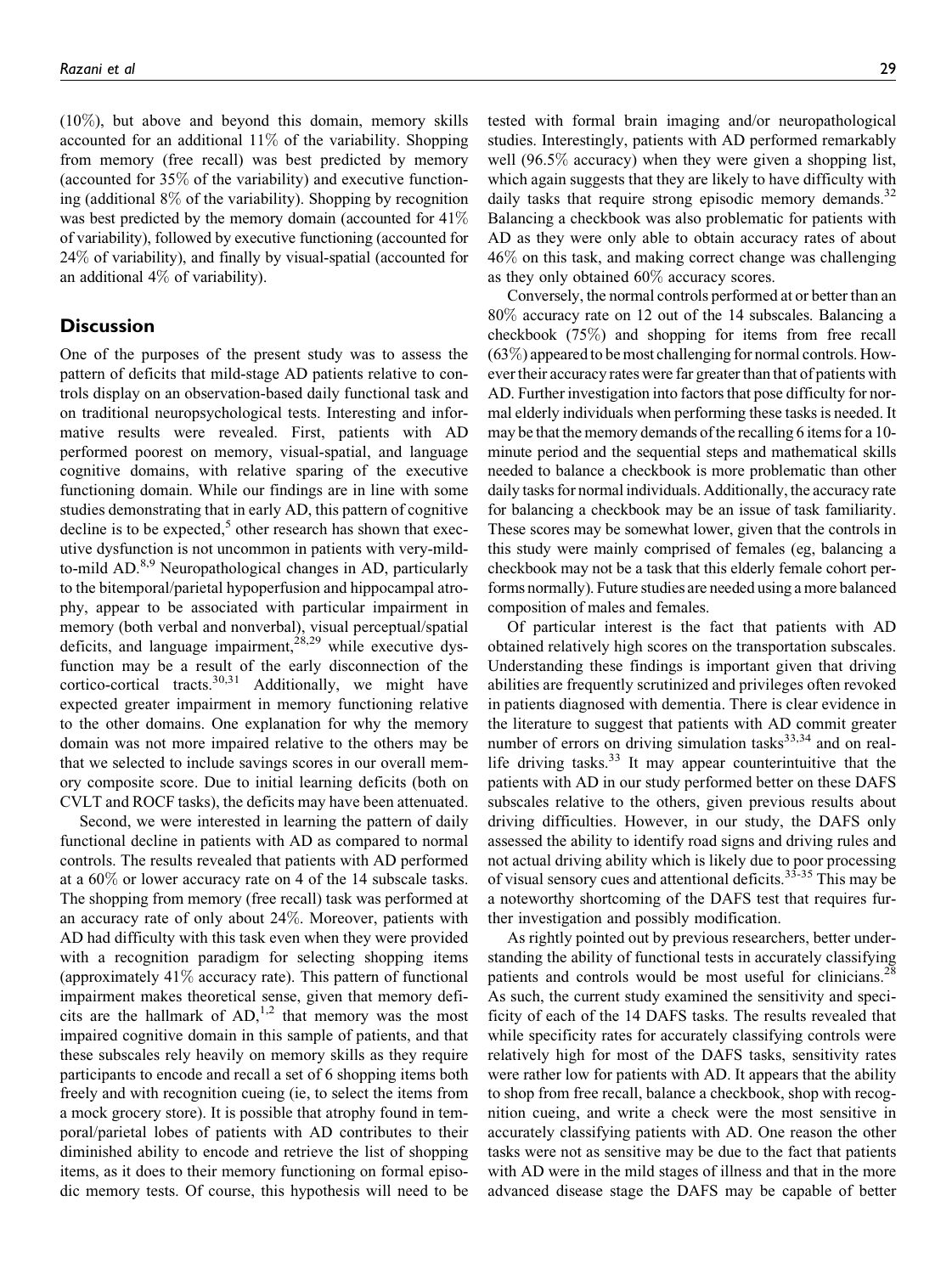(10%), but above and beyond this domain, memory skills accounted for an additional 11% of the variability. Shopping from memory (free recall) was best predicted by memory (accounted for 35% of the variability) and executive functioning (additional 8% of the variability). Shopping by recognition was best predicted by the memory domain (accounted for 41% of variability), followed by executive functioning (accounted for 24% of variability), and finally by visual-spatial (accounted for an additional 4% of variability).

## Discussion

One of the purposes of the present study was to assess the pattern of deficits that mild-stage AD patients relative to controls display on an observation-based daily functional task and on traditional neuropsychological tests. Interesting and informative results were revealed. First, patients with AD performed poorest on memory, visual-spatial, and language cognitive domains, with relative sparing of the executive functioning domain. While our findings are in line with some studies demonstrating that in early AD, this pattern of cognitive decline is to be expected,[5] other research has shown that executive dysfunction is not uncommon in patients with very-mild-to-mild AD.[8,9] Neuropathological changes in AD, particularly to the bitemporal/parietal hypoperfusion and hippocampal atrophy, appear to be associated with particular impairment in memory (both verbal and nonverbal), visual perceptual/spatial deficits, and language impairment,[28,29] while executive dysfunction may be a result of the early disconnection of the cortico-cortical tracts.[30,31] Additionally, we might have expected greater impairment in memory functioning relative to the other domains. One explanation for why the memory domain was not more impaired relative to the others may be that we selected to include savings scores in our overall memory composite score. Due to initial learning deficits (both on CVLT and ROCF tasks), the deficits may have been attenuated.

Second, we were interested in learning the pattern of daily functional decline in patients with AD as compared to normal controls. The results revealed that patients with AD performed at a 60% or lower accuracy rate on 4 of the 14 subscale tasks. The shopping from memory (free recall) task was performed at an accuracy rate of only about 24%. Moreover, patients with AD had difficulty with this task even when they were provided with a recognition paradigm for selecting shopping items (approximately 41% accuracy rate). This pattern of functional impairment makes theoretical sense, given that memory deficits are the hallmark of AD,[1,2] that memory was the most impaired cognitive domain in this sample of patients, and that these subscales rely heavily on memory skills as they require participants to encode and recall a set of 6 shopping items both freely and with recognition cueing (ie, to select the items from a mock grocery store). It is possible that atrophy found in temporal/parietal lobes of patients with AD contributes to their diminished ability to encode and retrieve the list of shopping items, as it does to their memory functioning on formal episodic memory tests. Of course, this hypothesis will need to be tested with formal brain imaging and/or neuropathological studies. Interestingly, patients with AD performed remarkably well (96.5% accuracy) when they were given a shopping list, which again suggests that they are likely to have difficulty with daily tasks that require strong episodic memory demands.[32] Balancing a checkbook was also problematic for patients with AD as they were only able to obtain accuracy rates of about 46% on this task, and making correct change was challenging as they only obtained 60% accuracy scores.

Conversely, the normal controls performed at or better than an 80% accuracy rate on 12 out of the 14 subscales. Balancing a checkbook (75%) and shopping for items from free recall (63%) appeared to be most challenging for normal controls. However their accuracy rates were far greater than that of patients with AD. Further investigation into factors that pose difficulty for normal elderly individuals when performing these tasks is needed. It may be that the memory demands of the recalling 6 items for a 10-minute period and the sequential steps and mathematical skills needed to balance a checkbook is more problematic than other daily tasks for normal individuals. Additionally, the accuracy rate for balancing a checkbook may be an issue of task familiarity. These scores may be somewhat lower, given that the controls in this study were mainly comprised of females (eg, balancing a checkbook may not be a task that this elderly female cohort performs normally). Future studies are needed using a more balanced composition of males and females.

Of particular interest is the fact that patients with AD obtained relatively high scores on the transportation subscales. Understanding these findings is important given that driving abilities are frequently scrutinized and privileges often revoked in patients diagnosed with dementia. There is clear evidence in the literature to suggest that patients with AD commit greater number of errors on driving simulation tasks[33,34] and on real-life driving tasks.[33] It may appear counterintuitive that the patients with AD in our study performed better on these DAFS subscales relative to the others, given previous results about driving difficulties. However, in our study, the DAFS only assessed the ability to identify road signs and driving rules and not actual driving ability which is likely due to poor processing of visual sensory cues and attentional deficits.[33-35] This may be a noteworthy shortcoming of the DAFS test that requires further investigation and possibly modification.

As rightly pointed out by previous researchers, better understanding the ability of functional tests in accurately classifying patients and controls would be most useful for clinicians.[28] As such, the current study examined the sensitivity and specificity of each of the 14 DAFS tasks. The results revealed that while specificity rates for accurately classifying controls were relatively high for most of the DAFS tasks, sensitivity rates were rather low for patients with AD. It appears that the ability to shop from free recall, balance a checkbook, shop with recognition cueing, and write a check were the most sensitive in accurately classifying patients with AD. One reason the other tasks were not as sensitive may be due to the fact that patients with AD were in the mild stages of illness and that in the more advanced disease stage the DAFS may be capable of better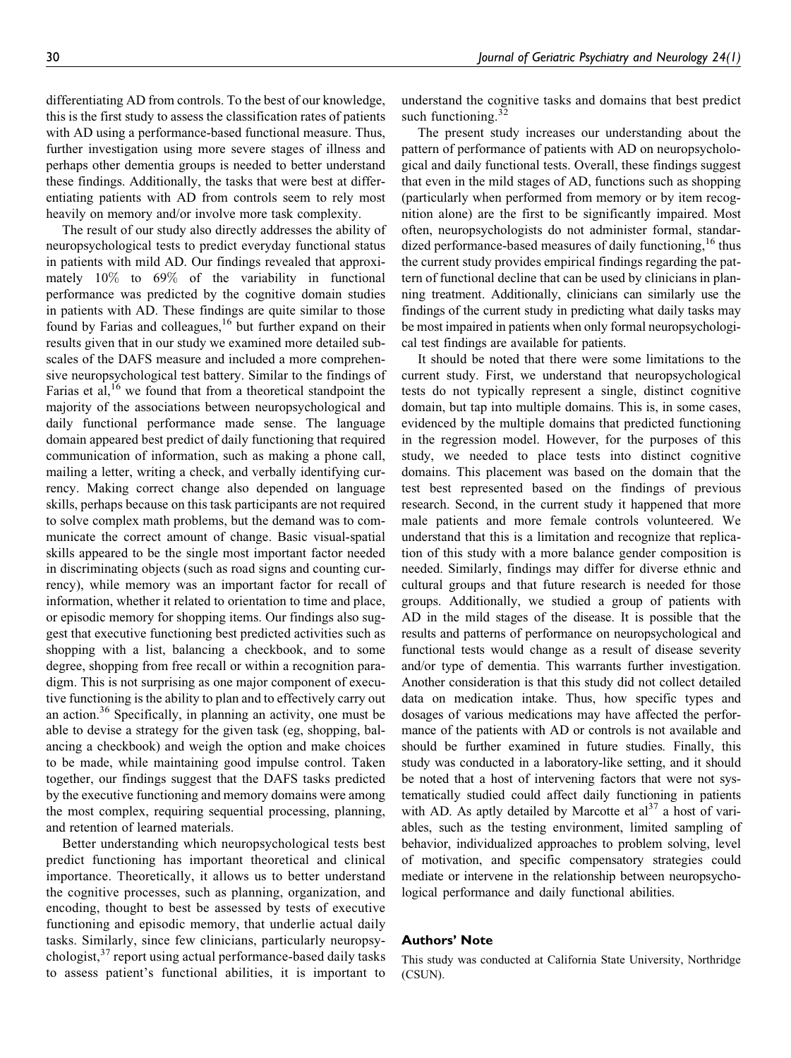differentiating AD from controls. To the best of our knowledge, this is the first study to assess the classification rates of patients with AD using a performance-based functional measure. Thus, further investigation using more severe stages of illness and perhaps other dementia groups is needed to better understand these findings. Additionally, the tasks that were best at differentiating patients with AD from controls seem to rely most heavily on memory and/or involve more task complexity.

The result of our study also directly addresses the ability of neuropsychological tests to predict everyday functional status in patients with mild AD. Our findings revealed that approximately 10% to 69% of the variability in functional performance was predicted by the cognitive domain studies in patients with AD. These findings are quite similar to those found by Farias and colleagues,[16] but further expand on their results given that in our study we examined more detailed subscales of the DAFS measure and included a more comprehensive neuropsychological test battery. Similar to the findings of Farias et al,[16] we found that from a theoretical standpoint the majority of the associations between neuropsychological and daily functional performance made sense. The language domain appeared best predict of daily functioning that required communication of information, such as making a phone call, mailing a letter, writing a check, and verbally identifying currency. Making correct change also depended on language skills, perhaps because on this task participants are not required to solve complex math problems, but the demand was to communicate the correct amount of change. Basic visual-spatial skills appeared to be the single most important factor needed in discriminating objects (such as road signs and counting currency), while memory was an important factor for recall of information, whether it related to orientation to time and place, or episodic memory for shopping items. Our findings also suggest that executive functioning best predicted activities such as shopping with a list, balancing a checkbook, and to some degree, shopping from free recall or within a recognition paradigm. This is not surprising as one major component of executive functioning is the ability to plan and to effectively carry out an action.[36] Specifically, in planning an activity, one must be able to devise a strategy for the given task (eg, shopping, balancing a checkbook) and weigh the option and make choices to be made, while maintaining good impulse control. Taken together, our findings suggest that the DAFS tasks predicted by the executive functioning and memory domains were among the most complex, requiring sequential processing, planning, and retention of learned materials.

Better understanding which neuropsychological tests best predict functioning has important theoretical and clinical importance. Theoretically, it allows us to better understand the cognitive processes, such as planning, organization, and encoding, thought to best be assessed by tests of executive functioning and episodic memory, that underlie actual daily tasks. Similarly, since few clinicians, particularly neuropsychologist,[37] report using actual performance-based daily tasks to assess patient's functional abilities, it is important to understand the cognitive tasks and domains that best predict such functioning.[32]

The present study increases our understanding about the pattern of performance of patients with AD on neuropsychological and daily functional tests. Overall, these findings suggest that even in the mild stages of AD, functions such as shopping (particularly when performed from memory or by item recognition alone) are the first to be significantly impaired. Most often, neuropsychologists do not administer formal, standardized performance-based measures of daily functioning,[16] thus the current study provides empirical findings regarding the pattern of functional decline that can be used by clinicians in planning treatment. Additionally, clinicians can similarly use the findings of the current study in predicting what daily tasks may be most impaired in patients when only formal neuropsychological test findings are available for patients.

It should be noted that there were some limitations to the current study. First, we understand that neuropsychological tests do not typically represent a single, distinct cognitive domain, but tap into multiple domains. This is, in some cases, evidenced by the multiple domains that predicted functioning in the regression model. However, for the purposes of this study, we needed to place tests into distinct cognitive domains. This placement was based on the domain that the test best represented based on the findings of previous research. Second, in the current study it happened that more male patients and more female controls volunteered. We understand that this is a limitation and recognize that replication of this study with a more balance gender composition is needed. Similarly, findings may differ for diverse ethnic and cultural groups and that future research is needed for those groups. Additionally, we studied a group of patients with AD in the mild stages of the disease. It is possible that the results and patterns of performance on neuropsychological and functional tests would change as a result of disease severity and/or type of dementia. This warrants further investigation. Another consideration is that this study did not collect detailed data on medication intake. Thus, how specific types and dosages of various medications may have affected the performance of the patients with AD or controls is not available and should be further examined in future studies. Finally, this study was conducted in a laboratory-like setting, and it should be noted that a host of intervening factors that were not systematically studied could affect daily functioning in patients with AD. As aptly detailed by Marcotte et al[37] a host of variables, such as the testing environment, limited sampling of behavior, individualized approaches to problem solving, level of motivation, and specific compensatory strategies could mediate or intervene in the relationship between neuropsychological performance and daily functional abilities.

## Authors' Note

This study was conducted at California State University, Northridge (CSUN).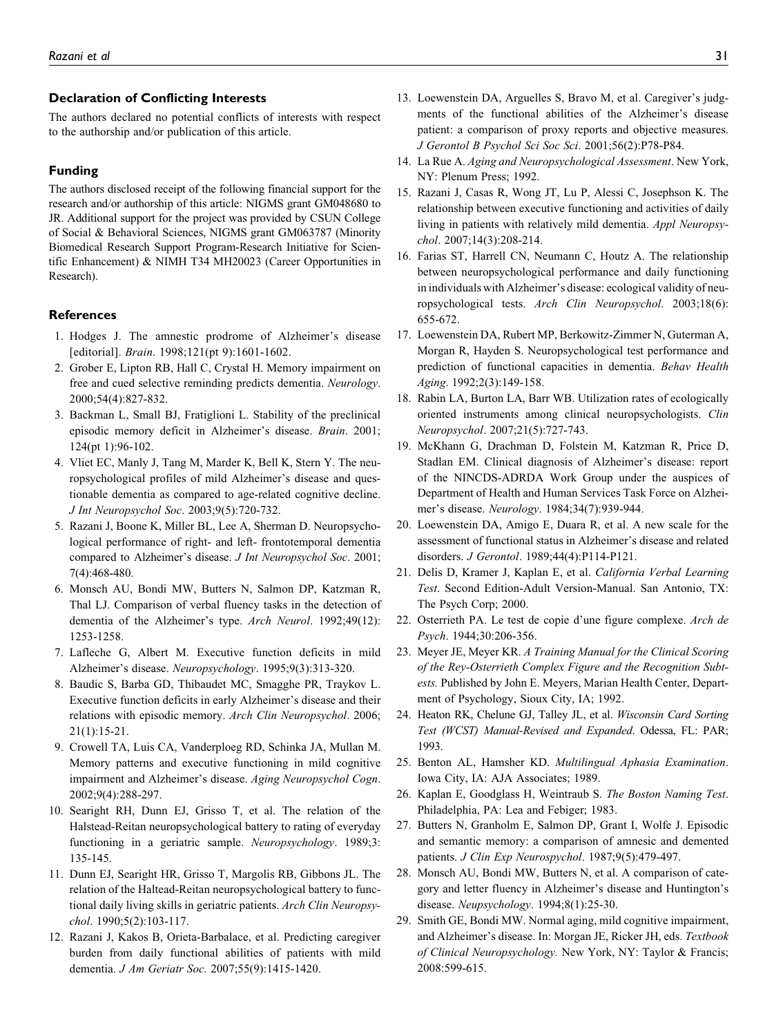## Declaration of Conflicting Interests

The authors declared no potential conflicts of interests with respect to the authorship and/or publication of this article.

## Funding

The authors disclosed receipt of the following financial support for the research and/or authorship of this article: NIGMS grant GM048680 to JR. Additional support for the project was provided by CSUN College of Social & Behavioral Sciences, NIGMS grant GM063787 (Minority Biomedical Research Support Program-Research Initiative for Scientific Enhancement) & NIMH T34 MH20023 (Career Opportunities in Research).

## References

1. Hodges J. The amnestic prodrome of Alzheimer's disease [editorial]. *Brain*. 1998;121(pt 9):1601-1602.
2. Grober E, Lipton RB, Hall C, Crystal H. Memory impairment on free and cued selective reminding predicts dementia. *Neurology*. 2000;54(4):827-832.
3. Backman L, Small BJ, Fratiglioni L. Stability of the preclinical episodic memory deficit in Alzheimer's disease. *Brain*. 2001; 124(pt 1):96-102.
4. Vliet EC, Manly J, Tang M, Marder K, Bell K, Stern Y. The neuropsychological profiles of mild Alzheimer's disease and questionable dementia as compared to age-related cognitive decline. *J Int Neuropsychol Soc*. 2003;9(5):720-732.
5. Razani J, Boone K, Miller BL, Lee A, Sherman D. Neuropsychological performance of right- and left- frontotemporal dementia compared to Alzheimer's disease. *J Int Neuropsychol Soc*. 2001; 7(4):468-480.
6. Monsch AU, Bondi MW, Butters N, Salmon DP, Katzman R, Thal LJ. Comparison of verbal fluency tasks in the detection of dementia of the Alzheimer's type. *Arch Neurol*. 1992;49(12): 1253-1258.
7. Lafleche G, Albert M. Executive function deficits in mild Alzheimer's disease. *Neuropsychology*. 1995;9(3):313-320.
8. Baudic S, Barba GD, Thibaudet MC, Smagghe PR, Traykov L. Executive function deficits in early Alzheimer's disease and their relations with episodic memory. *Arch Clin Neuropsychol*. 2006; 21(1):15-21.
9. Crowell TA, Luis CA, Vanderploeg RD, Schinka JA, Mullan M. Memory patterns and executive functioning in mild cognitive impairment and Alzheimer's disease. *Aging Neuropsychol Cogn*. 2002;9(4):288-297.
10. Searight RH, Dunn EJ, Grisso T, et al. The relation of the Halstead-Reitan neuropsychological battery to rating of everyday functioning in a geriatric sample. *Neuropsychology*. 1989;3: 135-145.
11. Dunn EJ, Searight HR, Grisso T, Margolis RB, Gibbons JL. The relation of the Haltead-Reitan neuropsychological battery to functional daily living skills in geriatric patients. *Arch Clin Neuropsychol*. 1990;5(2):103-117.
12. Razani J, Kakos B, Orieta-Barbalace, et al. Predicting caregiver burden from daily functional abilities of patients with mild dementia. *J Am Geriatr Soc.* 2007;55(9):1415-1420.
13. Loewenstein DA, Arguelles S, Bravo M, et al. Caregiver's judgments of the functional abilities of the Alzheimer's disease patient: a comparison of proxy reports and objective measures. *J Gerontol B Psychol Sci Soc Sci*. 2001;56(2):P78-P84.
14. La Rue A. *Aging and Neuropsychological Assessment*. New York, NY: Plenum Press; 1992.
15. Razani J, Casas R, Wong JT, Lu P, Alessi C, Josephson K. The relationship between executive functioning and activities of daily living in patients with relatively mild dementia. *Appl Neuropsychol*. 2007;14(3):208-214.
16. Farias ST, Harrell CN, Neumann C, Houtz A. The relationship between neuropsychological performance and daily functioning in individuals with Alzheimer's disease: ecological validity of neuropsychological tests. *Arch Clin Neuropsychol*. 2003;18(6): 655-672.
17. Loewenstein DA, Rubert MP, Berkowitz-Zimmer N, Guterman A, Morgan R, Hayden S. Neuropsychological test performance and prediction of functional capacities in dementia. *Behav Health Aging*. 1992;2(3):149-158.
18. Rabin LA, Burton LA, Barr WB. Utilization rates of ecologically oriented instruments among clinical neuropsychologists. *Clin Neuropsychol*. 2007;21(5):727-743.
19. McKhann G, Drachman D, Folstein M, Katzman R, Price D, Stadlan EM. Clinical diagnosis of Alzheimer's disease: report of the NINCDS-ADRDA Work Group under the auspices of Department of Health and Human Services Task Force on Alzheimer's disease. *Neurology*. 1984;34(7):939-944.
20. Loewenstein DA, Amigo E, Duara R, et al. A new scale for the assessment of functional status in Alzheimer's disease and related disorders. *J Gerontol*. 1989;44(4):P114-P121.
21. Delis D, Kramer J, Kaplan E, et al. *California Verbal Learning Test*. Second Edition-Adult Version-Manual. San Antonio, TX: The Psych Corp; 2000.
22. Osterrieth PA. Le test de copie d'une figure complexe. *Arch de Psych*. 1944;30:206-356.
23. Meyer JE, Meyer KR. *A Training Manual for the Clinical Scoring of the Rey-Osterrieth Complex Figure and the Recognition Subtests.* Published by John E. Meyers, Marian Health Center, Department of Psychology, Sioux City, IA; 1992.
24. Heaton RK, Chelune GJ, Talley JL, et al. *Wisconsin Card Sorting Test (WCST) Manual-Revised and Expanded*. Odessa, FL: PAR; 1993.
25. Benton AL, Hamsher KD. *Multilingual Aphasia Examination*. Iowa City, IA: AJA Associates; 1989.
26. Kaplan E, Goodglass H, Weintraub S. *The Boston Naming Test*. Philadelphia, PA: Lea and Febiger; 1983.
27. Butters N, Granholm E, Salmon DP, Grant I, Wolfe J. Episodic and semantic memory: a comparison of amnesic and demented patients. *J Clin Exp Neurospychol*. 1987;9(5):479-497.
28. Monsch AU, Bondi MW, Butters N, et al. A comparison of category and letter fluency in Alzheimer's disease and Huntington's disease. *Neupsychology*. 1994;8(1):25-30.
29. Smith GE, Bondi MW. Normal aging, mild cognitive impairment, and Alzheimer's disease. In: Morgan JE, Ricker JH, eds. *Textbook of Clinical Neuropsychology.* New York, NY: Taylor & Francis; 2008:599-615.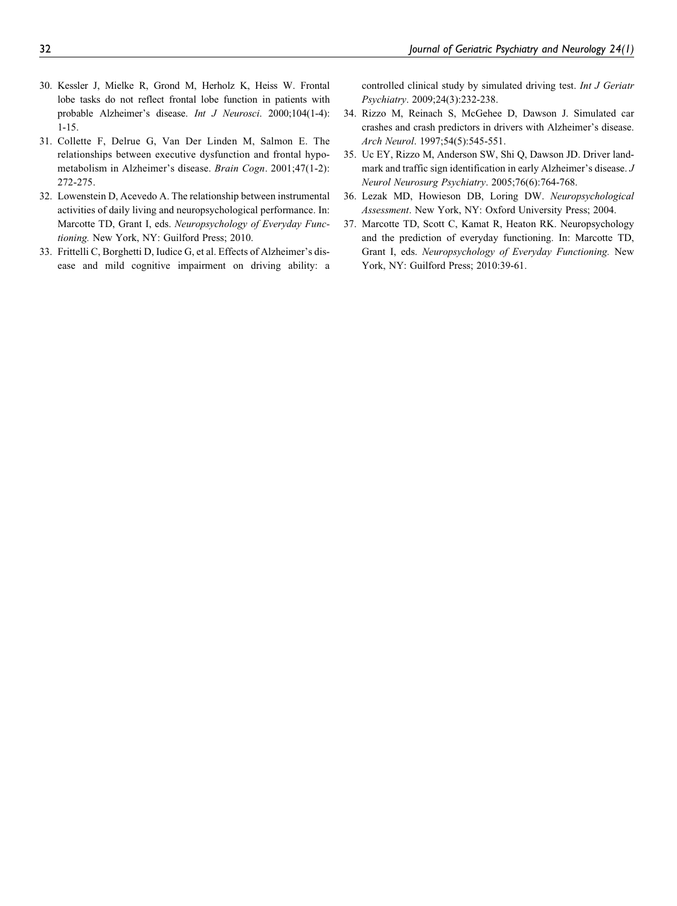30. Kessler J, Mielke R, Grond M, Herholz K, Heiss W. Frontal lobe tasks do not reflect frontal lobe function in patients with probable Alzheimer's disease. *Int J Neurosci*. 2000;104(1-4): 1-15.
31. Collette F, Delrue G, Van Der Linden M, Salmon E. The relationships between executive dysfunction and frontal hypometabolism in Alzheimer's disease. *Brain Cogn*. 2001;47(1-2): 272-275.
32. Lowenstein D, Acevedo A. The relationship between instrumental activities of daily living and neuropsychological performance. In: Marcotte TD, Grant I, eds. *Neuropsychology of Everyday Functioning.* New York, NY: Guilford Press; 2010.
33. Frittelli C, Borghetti D, Iudice G, et al. Effects of Alzheimer's disease and mild cognitive impairment on driving ability: a controlled clinical study by simulated driving test. *Int J Geriatr Psychiatry*. 2009;24(3):232-238.
34. Rizzo M, Reinach S, McGehee D, Dawson J. Simulated car crashes and crash predictors in drivers with Alzheimer's disease. *Arch Neurol*. 1997;54(5):545-551.
35. Uc EY, Rizzo M, Anderson SW, Shi Q, Dawson JD. Driver landmark and traffic sign identification in early Alzheimer's disease. *J Neurol Neurosurg Psychiatry*. 2005;76(6):764-768.
36. Lezak MD, Howieson DB, Loring DW. *Neuropsychological Assessment*. New York, NY: Oxford University Press; 2004.
37. Marcotte TD, Scott C, Kamat R, Heaton RK. Neuropsychology and the prediction of everyday functioning. In: Marcotte TD, Grant I, eds. *Neuropsychology of Everyday Functioning.* New York, NY: Guilford Press; 2010:39-61.